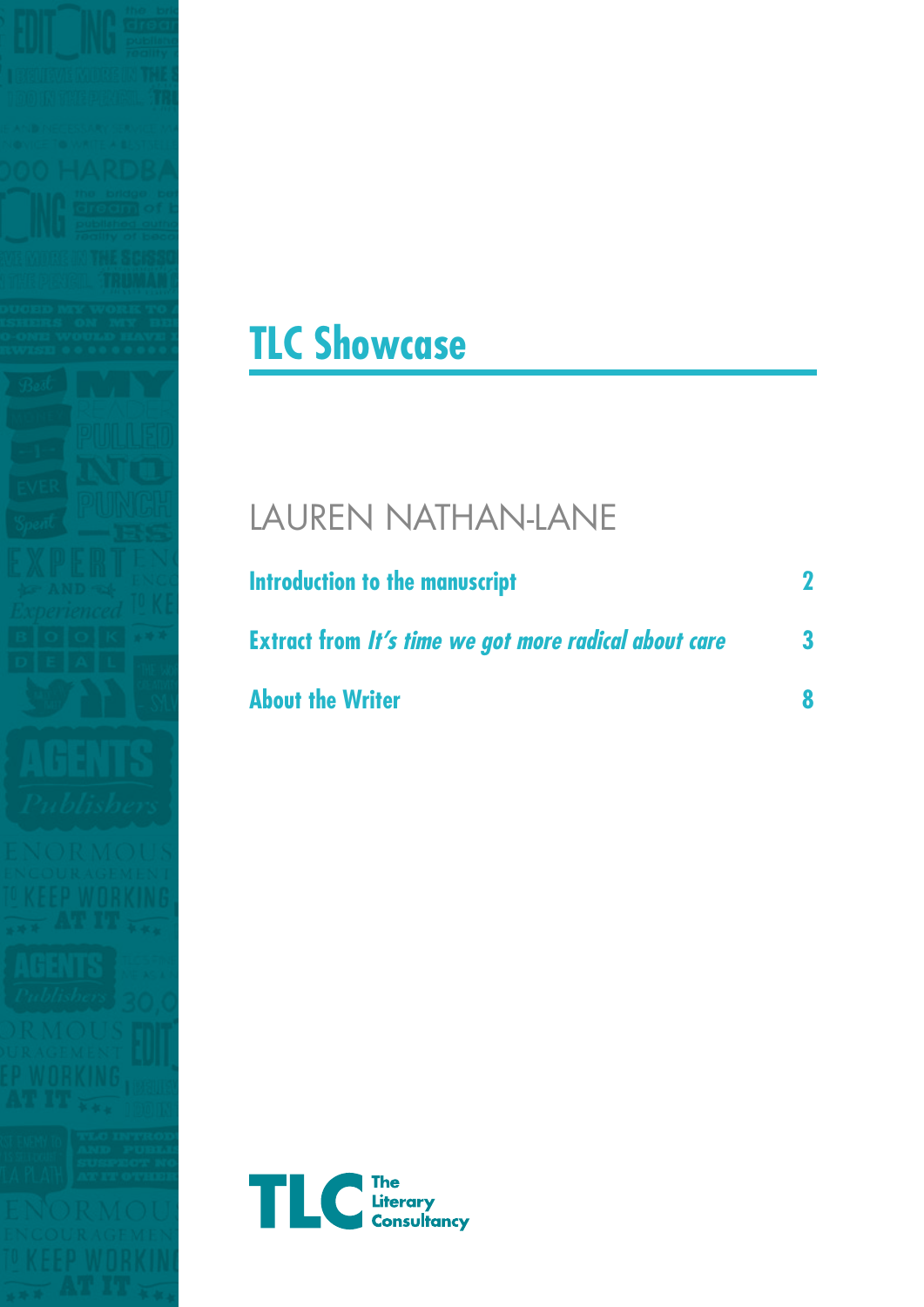# TLC Showcase

## LAUREN NATHAN-LANE

| | |
|---|---|
| **Introduction to the manuscript** | **2** |
| **Extract from *It's time we got more radical about care*** | **3** |
| **About the Writer** | **8** |

The Literary Consultancy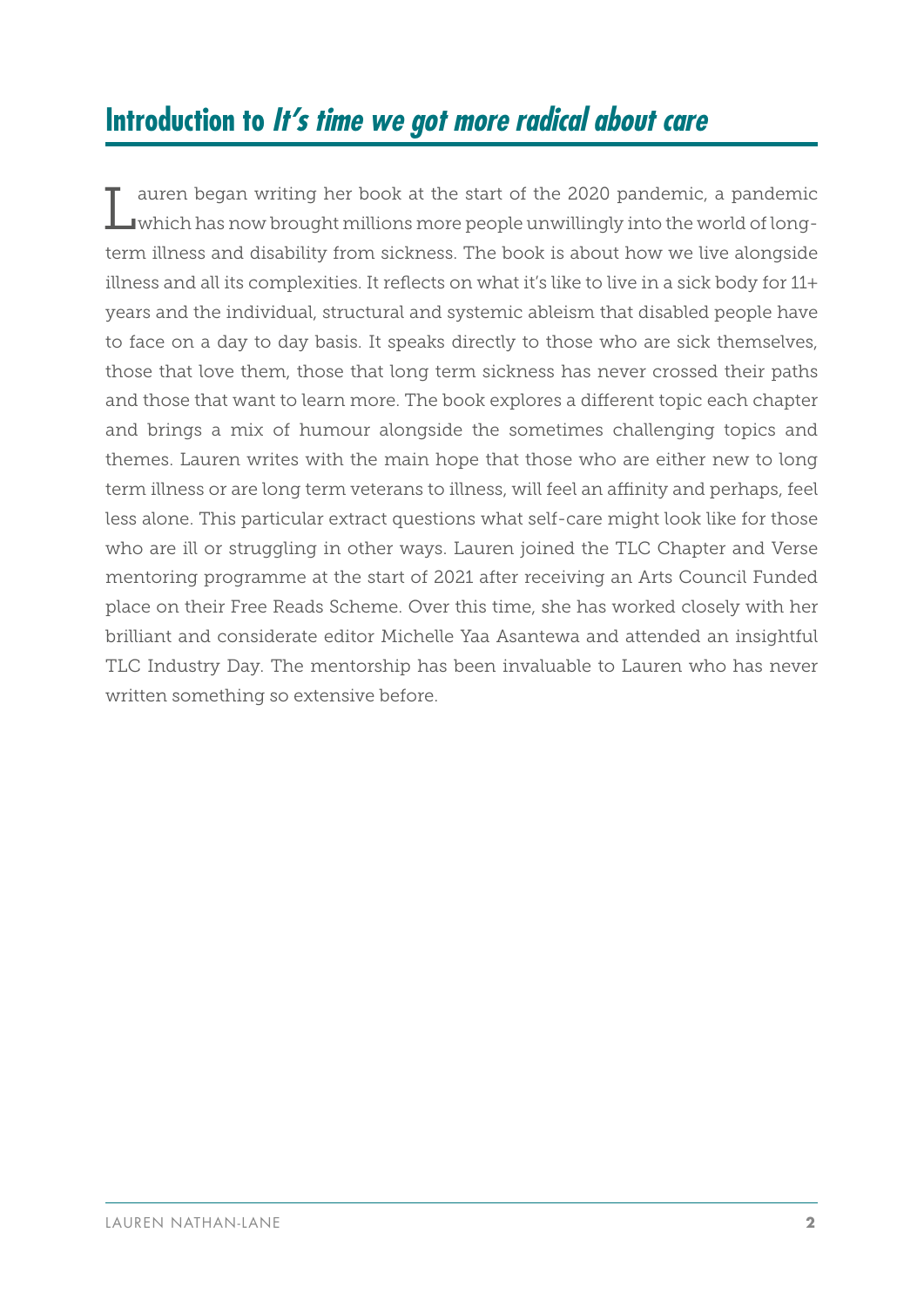## Introduction to *It's time we got more radical about care*

Lauren began writing her book at the start of the 2020 pandemic, a pandemic which has now brought millions more people unwillingly into the world of long-term illness and disability from sickness. The book is about how we live alongside illness and all its complexities. It reflects on what it's like to live in a sick body for 11+ years and the individual, structural and systemic ableism that disabled people have to face on a day to day basis. It speaks directly to those who are sick themselves, those that love them, those that long term sickness has never crossed their paths and those that want to learn more. The book explores a different topic each chapter and brings a mix of humour alongside the sometimes challenging topics and themes. Lauren writes with the main hope that those who are either new to long term illness or are long term veterans to illness, will feel an affinity and perhaps, feel less alone. This particular extract questions what self-care might look like for those who are ill or struggling in other ways. Lauren joined the TLC Chapter and Verse mentoring programme at the start of 2021 after receiving an Arts Council Funded place on their Free Reads Scheme. Over this time, she has worked closely with her brilliant and considerate editor Michelle Yaa Asantewa and attended an insightful TLC Industry Day. The mentorship has been invaluable to Lauren who has never written something so extensive before.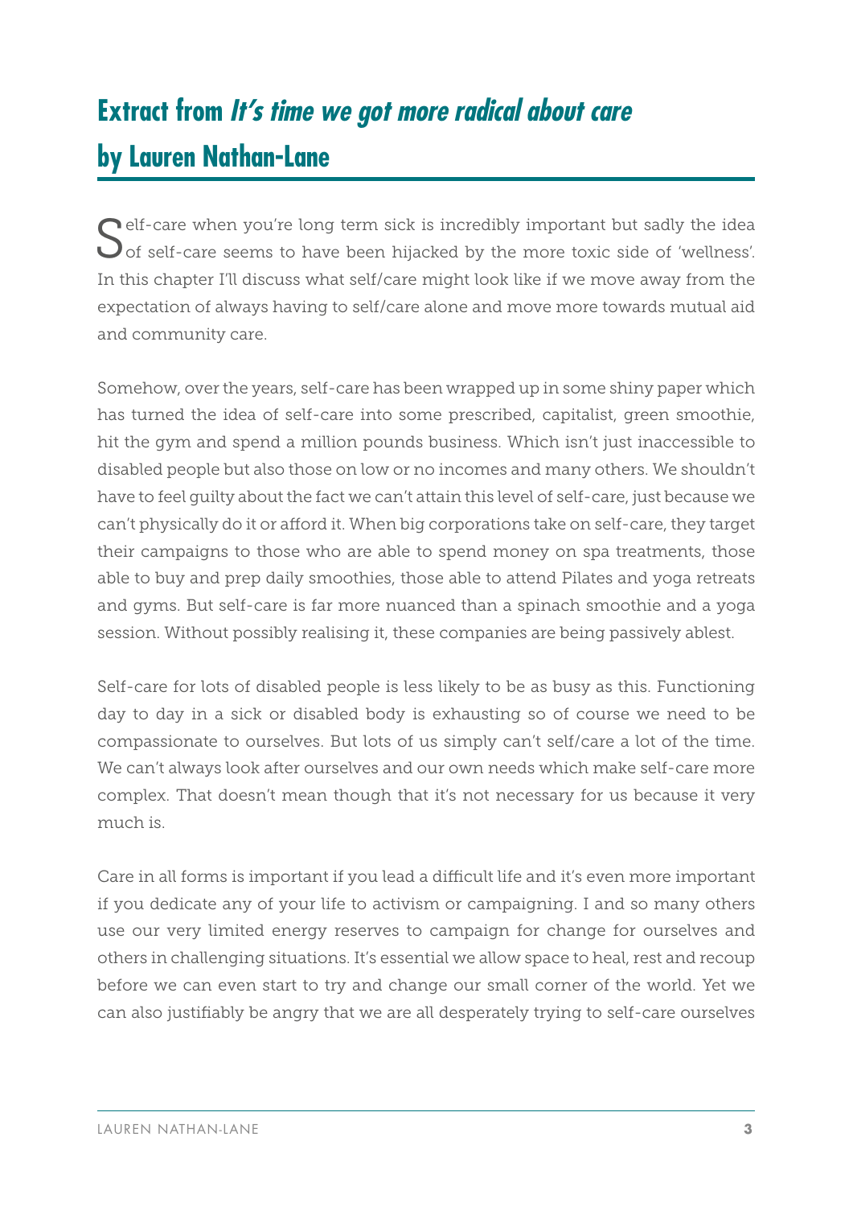# Extract from *It's time we got more radical about care* by Lauren Nathan-Lane

Self-care when you're long term sick is incredibly important but sadly the idea of self-care seems to have been hijacked by the more toxic side of 'wellness'. In this chapter I'll discuss what self/care might look like if we move away from the expectation of always having to self/care alone and move more towards mutual aid and community care.

Somehow, over the years, self-care has been wrapped up in some shiny paper which has turned the idea of self-care into some prescribed, capitalist, green smoothie, hit the gym and spend a million pounds business. Which isn't just inaccessible to disabled people but also those on low or no incomes and many others. We shouldn't have to feel guilty about the fact we can't attain this level of self-care, just because we can't physically do it or afford it. When big corporations take on self-care, they target their campaigns to those who are able to spend money on spa treatments, those able to buy and prep daily smoothies, those able to attend Pilates and yoga retreats and gyms. But self-care is far more nuanced than a spinach smoothie and a yoga session. Without possibly realising it, these companies are being passively ablest.

Self-care for lots of disabled people is less likely to be as busy as this. Functioning day to day in a sick or disabled body is exhausting so of course we need to be compassionate to ourselves. But lots of us simply can't self/care a lot of the time. We can't always look after ourselves and our own needs which make self-care more complex. That doesn't mean though that it's not necessary for us because it very much is.

Care in all forms is important if you lead a difficult life and it's even more important if you dedicate any of your life to activism or campaigning. I and so many others use our very limited energy reserves to campaign for change for ourselves and others in challenging situations. It's essential we allow space to heal, rest and recoup before we can even start to try and change our small corner of the world. Yet we can also justifiably be angry that we are all desperately trying to self-care ourselves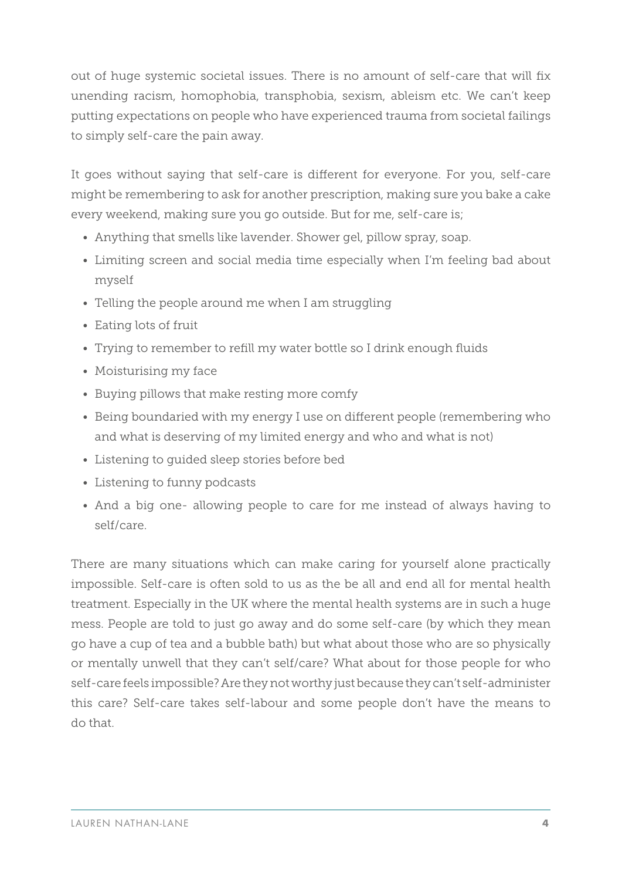out of huge systemic societal issues. There is no amount of self-care that will fix unending racism, homophobia, transphobia, sexism, ableism etc. We can't keep putting expectations on people who have experienced trauma from societal failings to simply self-care the pain away.

It goes without saying that self-care is different for everyone. For you, self-care might be remembering to ask for another prescription, making sure you bake a cake every weekend, making sure you go outside. But for me, self-care is;

- Anything that smells like lavender. Shower gel, pillow spray, soap.
- Limiting screen and social media time especially when I'm feeling bad about myself
- Telling the people around me when I am struggling
- Eating lots of fruit
- Trying to remember to refill my water bottle so I drink enough fluids
- Moisturising my face
- Buying pillows that make resting more comfy
- Being boundaried with my energy I use on different people (remembering who and what is deserving of my limited energy and who and what is not)
- Listening to guided sleep stories before bed
- Listening to funny podcasts
- And a big one- allowing people to care for me instead of always having to self/care.

There are many situations which can make caring for yourself alone practically impossible. Self-care is often sold to us as the be all and end all for mental health treatment. Especially in the UK where the mental health systems are in such a huge mess. People are told to just go away and do some self-care (by which they mean go have a cup of tea and a bubble bath) but what about those who are so physically or mentally unwell that they can't self/care? What about for those people for who self-care feels impossible? Are they not worthy just because they can't self-administer this care? Self-care takes self-labour and some people don't have the means to do that.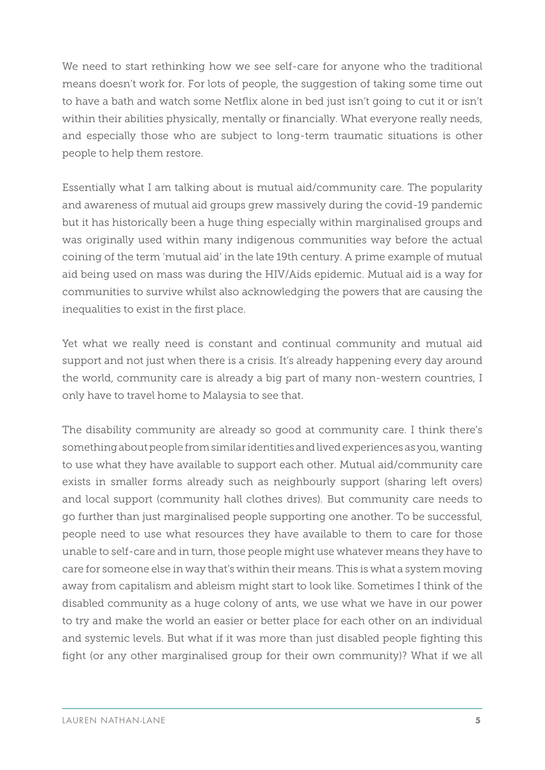We need to start rethinking how we see self-care for anyone who the traditional means doesn't work for. For lots of people, the suggestion of taking some time out to have a bath and watch some Netflix alone in bed just isn't going to cut it or isn't within their abilities physically, mentally or financially. What everyone really needs, and especially those who are subject to long-term traumatic situations is other people to help them restore.

Essentially what I am talking about is mutual aid/community care. The popularity and awareness of mutual aid groups grew massively during the covid-19 pandemic but it has historically been a huge thing especially within marginalised groups and was originally used within many indigenous communities way before the actual coining of the term 'mutual aid' in the late 19th century. A prime example of mutual aid being used on mass was during the HIV/Aids epidemic. Mutual aid is a way for communities to survive whilst also acknowledging the powers that are causing the inequalities to exist in the first place.

Yet what we really need is constant and continual community and mutual aid support and not just when there is a crisis. It's already happening every day around the world, community care is already a big part of many non-western countries, I only have to travel home to Malaysia to see that.

The disability community are already so good at community care. I think there's something about people from similar identities and lived experiences as you, wanting to use what they have available to support each other. Mutual aid/community care exists in smaller forms already such as neighbourly support (sharing left overs) and local support (community hall clothes drives). But community care needs to go further than just marginalised people supporting one another. To be successful, people need to use what resources they have available to them to care for those unable to self-care and in turn, those people might use whatever means they have to care for someone else in way that's within their means. This is what a system moving away from capitalism and ableism might start to look like. Sometimes I think of the disabled community as a huge colony of ants, we use what we have in our power to try and make the world an easier or better place for each other on an individual and systemic levels. But what if it was more than just disabled people fighting this fight (or any other marginalised group for their own community)? What if we all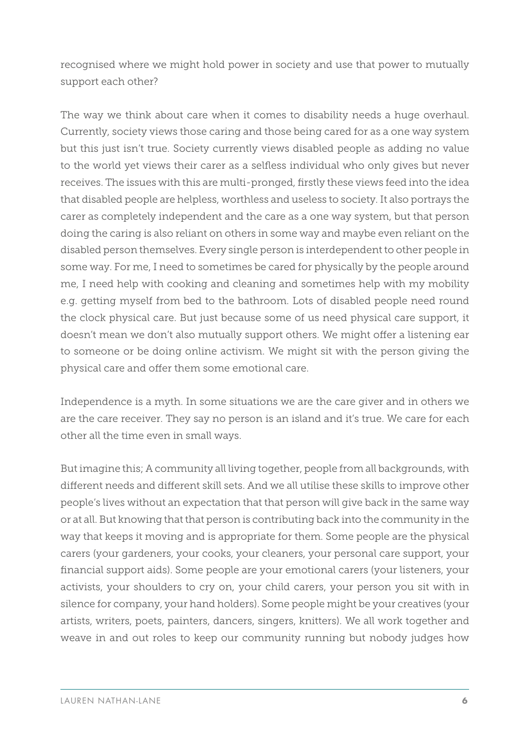recognised where we might hold power in society and use that power to mutually support each other?

The way we think about care when it comes to disability needs a huge overhaul. Currently, society views those caring and those being cared for as a one way system but this just isn't true. Society currently views disabled people as adding no value to the world yet views their carer as a selfless individual who only gives but never receives. The issues with this are multi-pronged, firstly these views feed into the idea that disabled people are helpless, worthless and useless to society. It also portrays the carer as completely independent and the care as a one way system, but that person doing the caring is also reliant on others in some way and maybe even reliant on the disabled person themselves. Every single person is interdependent to other people in some way. For me, I need to sometimes be cared for physically by the people around me, I need help with cooking and cleaning and sometimes help with my mobility e.g. getting myself from bed to the bathroom. Lots of disabled people need round the clock physical care. But just because some of us need physical care support, it doesn't mean we don't also mutually support others. We might offer a listening ear to someone or be doing online activism. We might sit with the person giving the physical care and offer them some emotional care.

Independence is a myth. In some situations we are the care giver and in others we are the care receiver. They say no person is an island and it's true. We care for each other all the time even in small ways.

But imagine this; A community all living together, people from all backgrounds, with different needs and different skill sets. And we all utilise these skills to improve other people's lives without an expectation that that person will give back in the same way or at all. But knowing that that person is contributing back into the community in the way that keeps it moving and is appropriate for them. Some people are the physical carers (your gardeners, your cooks, your cleaners, your personal care support, your financial support aids). Some people are your emotional carers (your listeners, your activists, your shoulders to cry on, your child carers, your person you sit with in silence for company, your hand holders). Some people might be your creatives (your artists, writers, poets, painters, dancers, singers, knitters). We all work together and weave in and out roles to keep our community running but nobody judges how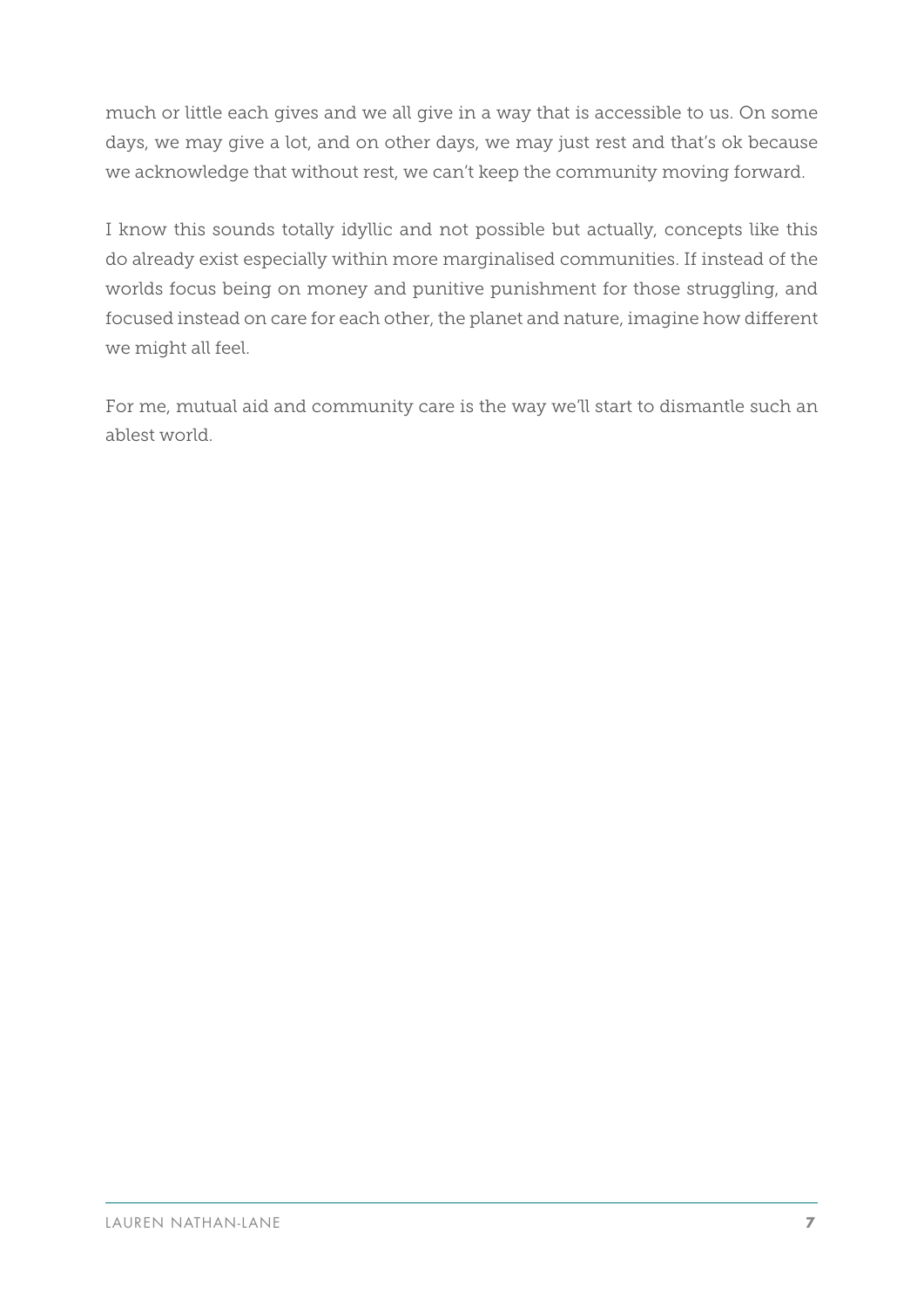much or little each gives and we all give in a way that is accessible to us. On some days, we may give a lot, and on other days, we may just rest and that's ok because we acknowledge that without rest, we can't keep the community moving forward.

I know this sounds totally idyllic and not possible but actually, concepts like this do already exist especially within more marginalised communities. If instead of the worlds focus being on money and punitive punishment for those struggling, and focused instead on care for each other, the planet and nature, imagine how different we might all feel.

For me, mutual aid and community care is the way we'll start to dismantle such an ablest world.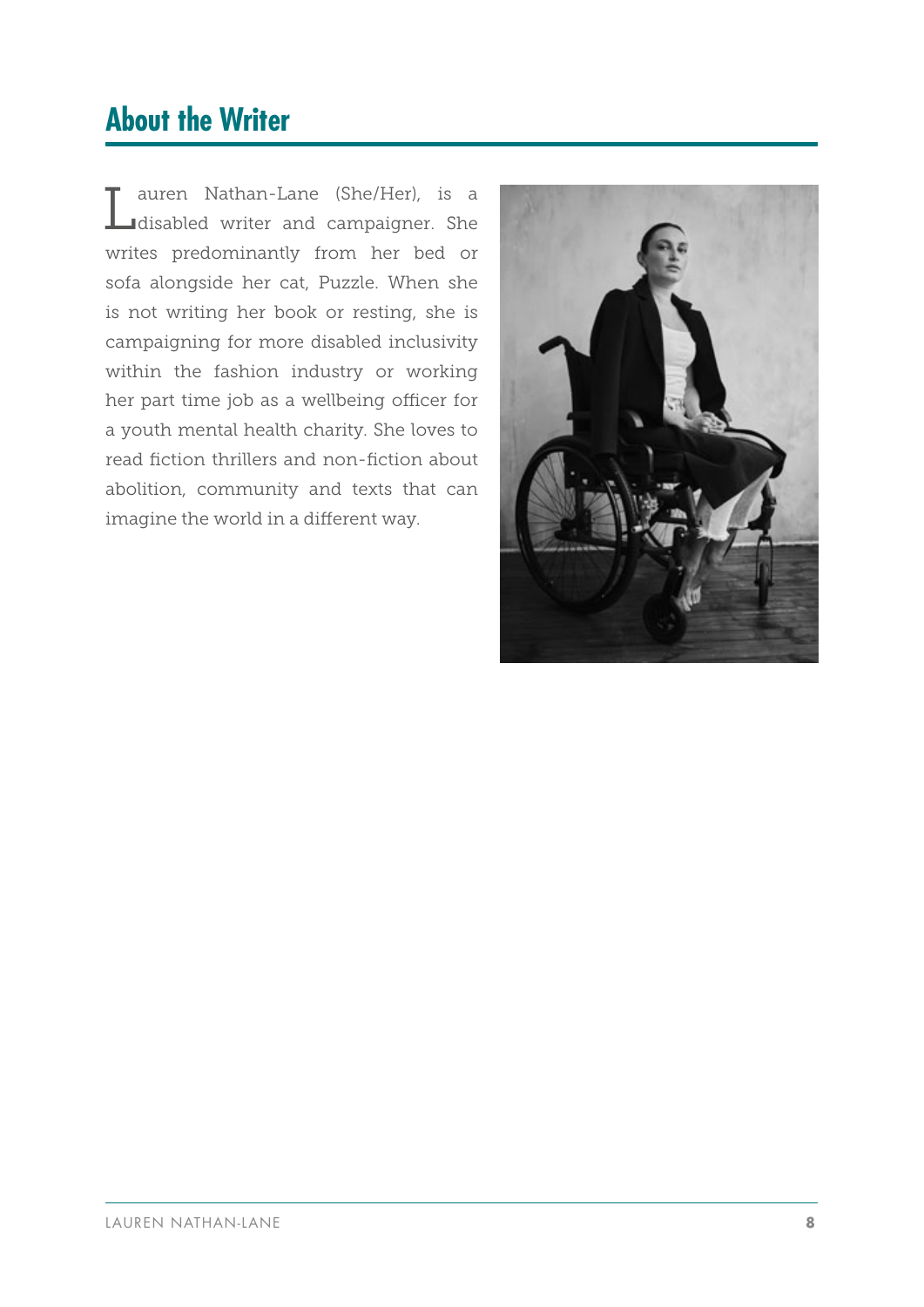## About the Writer

Lauren Nathan-Lane (She/Her), is a disabled writer and campaigner. She writes predominantly from her bed or sofa alongside her cat, Puzzle. When she is not writing her book or resting, she is campaigning for more disabled inclusivity within the fashion industry or working her part time job as a wellbeing officer for a youth mental health charity. She loves to read fiction thrillers and non-fiction about abolition, community and texts that can imagine the world in a different way.